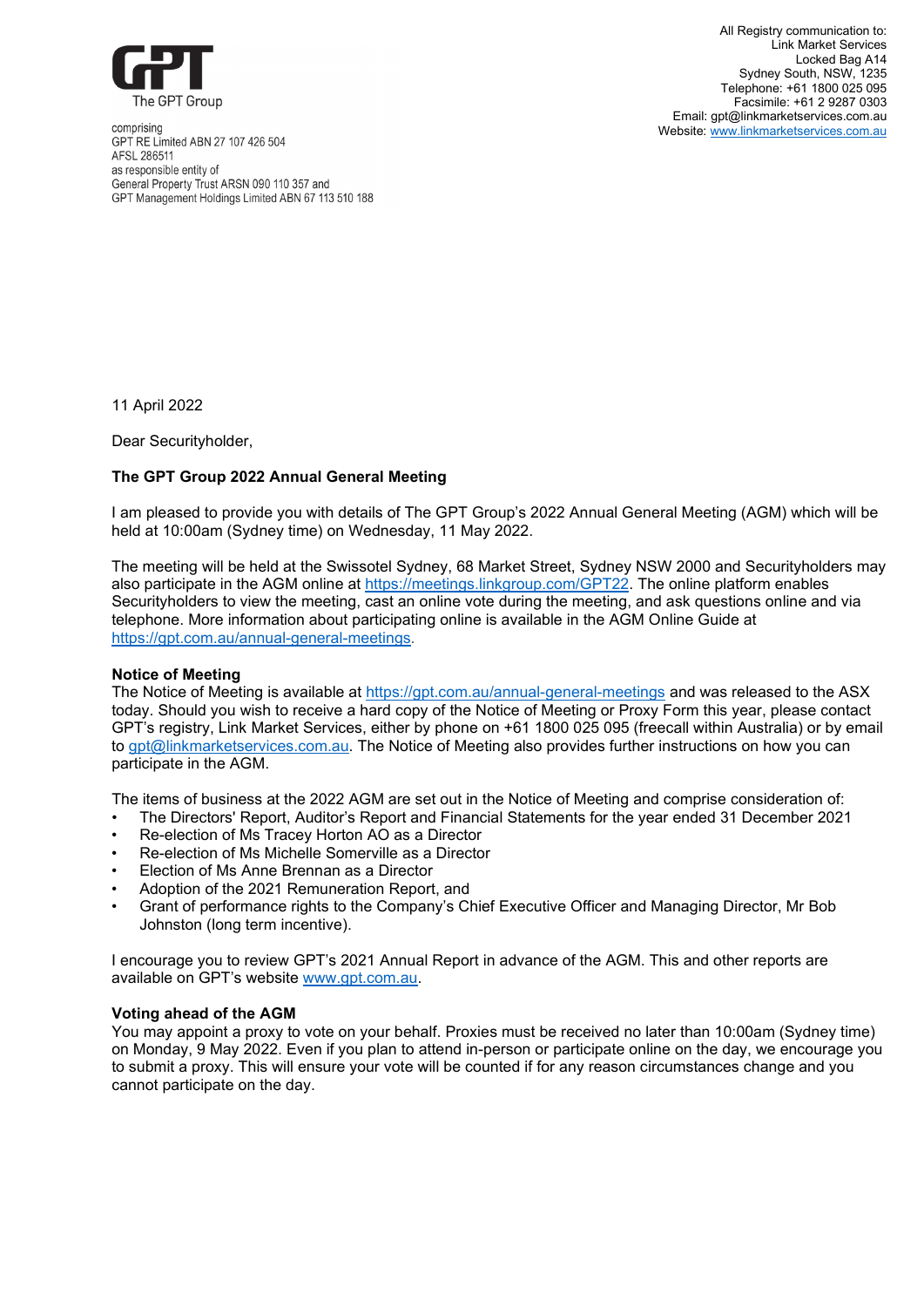The GPT Group

comprising
GPT RE Limited ABN 27 107 426 504
AFSL 286511
as responsible entity of
General Property Trust ARSN 090 110 357 and
GPT Management Holdings Limited ABN 67 113 510 188

All Registry communication to:
Link Market Services
Locked Bag A14
Sydney South, NSW, 1235
Telephone: +61 1800 025 095
Facsimile: +61 2 9287 0303
Email: gpt@linkmarketservices.com.au
Website: [www.linkmarketservices.com.au](www.linkmarketservices.com.au)

11 April 2022

Dear Securityholder,

**The GPT Group 2022 Annual General Meeting**

I am pleased to provide you with details of The GPT Group's 2022 Annual General Meeting (AGM) which will be held at 10:00am (Sydney time) on Wednesday, 11 May 2022.

The meeting will be held at the Swissotel Sydney, 68 Market Street, Sydney NSW 2000 and Securityholders may also participate in the AGM online at [https://meetings.linkgroup.com/GPT22](https://meetings.linkgroup.com/GPT22). The online platform enables Securityholders to view the meeting, cast an online vote during the meeting, and ask questions online and via telephone. More information about participating online is available in the AGM Online Guide at [https://gpt.com.au/annual-general-meetings](https://gpt.com.au/annual-general-meetings).

**Notice of Meeting**

The Notice of Meeting is available at [https://gpt.com.au/annual-general-meetings](https://gpt.com.au/annual-general-meetings) and was released to the ASX today. Should you wish to receive a hard copy of the Notice of Meeting or Proxy Form this year, please contact GPT's registry, Link Market Services, either by phone on +61 1800 025 095 (freecall within Australia) or by email to [gpt@linkmarketservices.com.au](mailto:gpt@linkmarketservices.com.au). The Notice of Meeting also provides further instructions on how you can participate in the AGM.

The items of business at the 2022 AGM are set out in the Notice of Meeting and comprise consideration of:

- The Directors' Report, Auditor's Report and Financial Statements for the year ended 31 December 2021
- Re-election of Ms Tracey Horton AO as a Director
- Re-election of Ms Michelle Somerville as a Director
- Election of Ms Anne Brennan as a Director
- Adoption of the 2021 Remuneration Report, and
- Grant of performance rights to the Company's Chief Executive Officer and Managing Director, Mr Bob Johnston (long term incentive).

I encourage you to review GPT's 2021 Annual Report in advance of the AGM. This and other reports are available on GPT's website [www.gpt.com.au](www.gpt.com.au).

**Voting ahead of the AGM**

You may appoint a proxy to vote on your behalf. Proxies must be received no later than 10:00am (Sydney time) on Monday, 9 May 2022. Even if you plan to attend in-person or participate online on the day, we encourage you to submit a proxy. This will ensure your vote will be counted if for any reason circumstances change and you cannot participate on the day.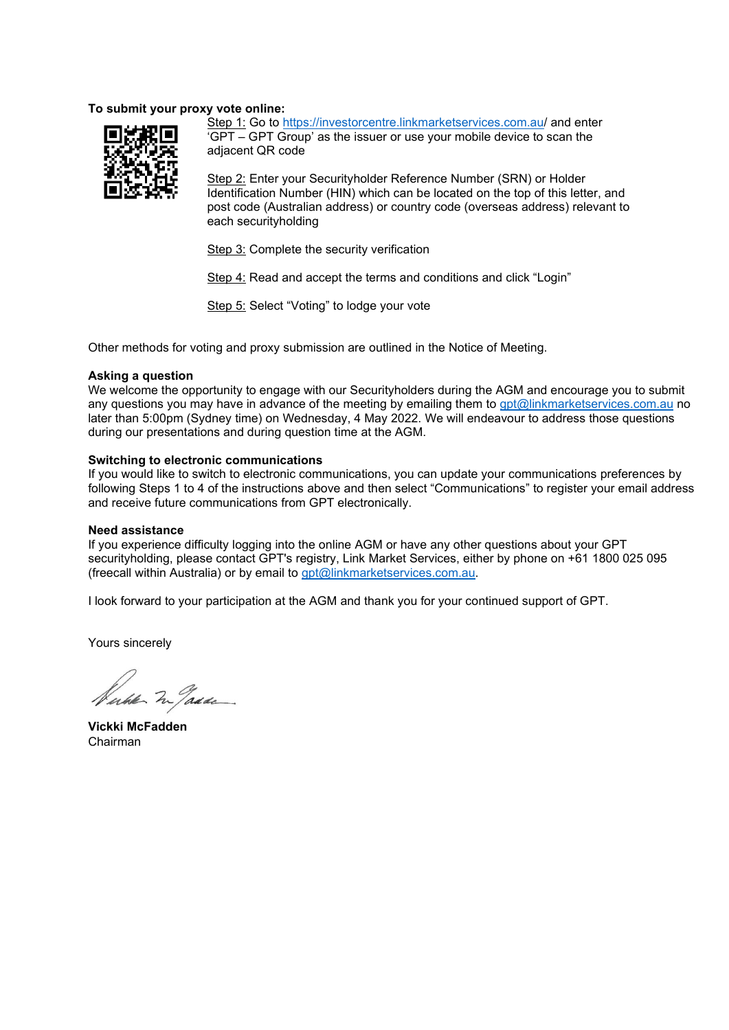**To submit your proxy vote online:**

Step 1: Go to https://investorcentre.linkmarketservices.com.au/ and enter 'GPT – GPT Group' as the issuer or use your mobile device to scan the adjacent QR code

Step 2: Enter your Securityholder Reference Number (SRN) or Holder Identification Number (HIN) which can be located on the top of this letter, and post code (Australian address) or country code (overseas address) relevant to each securityholding

Step 3: Complete the security verification

Step 4: Read and accept the terms and conditions and click "Login"

Step 5: Select "Voting" to lodge your vote

Other methods for voting and proxy submission are outlined in the Notice of Meeting.

**Asking a question**

We welcome the opportunity to engage with our Securityholders during the AGM and encourage you to submit any questions you may have in advance of the meeting by emailing them to gpt@linkmarketservices.com.au no later than 5:00pm (Sydney time) on Wednesday, 4 May 2022. We will endeavour to address those questions during our presentations and during question time at the AGM.

**Switching to electronic communications**

If you would like to switch to electronic communications, you can update your communications preferences by following Steps 1 to 4 of the instructions above and then select "Communications" to register your email address and receive future communications from GPT electronically.

**Need assistance**

If you experience difficulty logging into the online AGM or have any other questions about your GPT securityholding, please contact GPT's registry, Link Market Services, either by phone on +61 1800 025 095 (freecall within Australia) or by email to gpt@linkmarketservices.com.au.

I look forward to your participation at the AGM and thank you for your continued support of GPT.

Yours sincerely

**Vickki McFadden**
Chairman